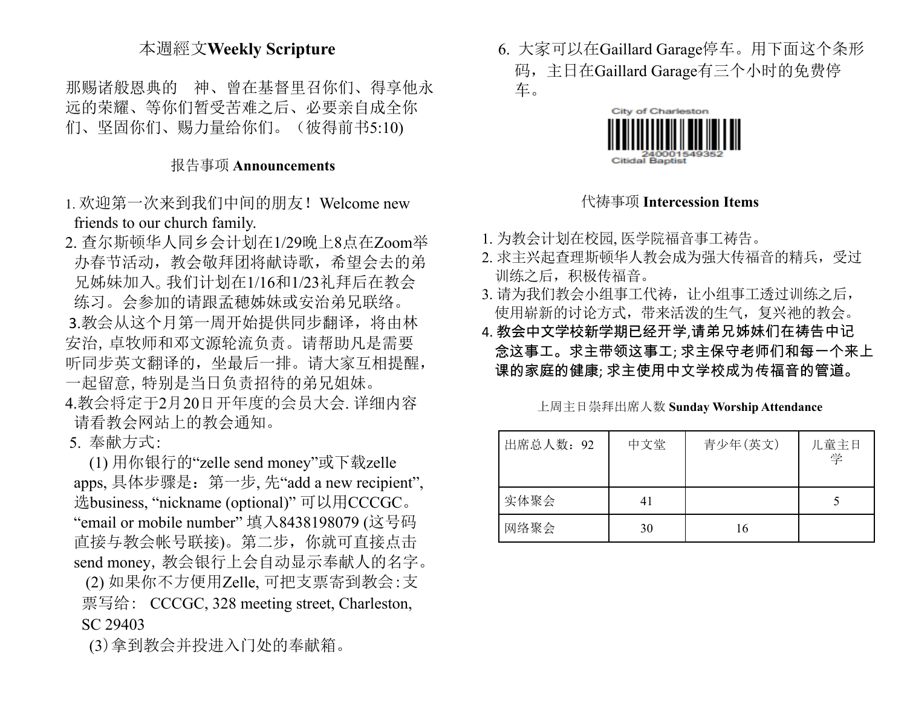## 本週經文**Weekly Scripture**

那赐诸般恩典的　神、曾在基督里召你们、得享他永远的荣耀、等你们暂受苦难之后、必要亲自成全你们、坚固你们、赐力量给你们。（彼得前书5:10)

## 报告事项 **Announcements**

1. 欢迎第一次来到我们中间的朋友！Welcome new friends to our church family.
2. 查尔斯顿华人同乡会计划在1/29晚上8点在Zoom举办春节活动，教会敬拜团将献诗歌，希望会去的弟兄姊妹加入。我们计划在1/16和1/23礼拜后在教会练习。会参加的请跟孟穗姊妹或安治弟兄联络。
3. 教会从这个月第一周开始提供同步翻译，将由林安治, 卓牧师和邓文源轮流负责。请帮助凡是需要听同步英文翻译的，坐最后一排。请大家互相提醒，一起留意, 特别是当日负责招待的弟兄姐妹。
4. 教会将定于2月20日开年度的会员大会. 详细内容请看教会网站上的教会通知。
5. 奉献方式:

   (1) 用你银行的“zelle send money”或下载zelle apps, 具体步骤是：第一步, 先“add a new recipient”, 选business, “nickname (optional)” 可以用CCCGC。“email or mobile number” 填入8438198079 (这号码直接与教会帐号联接)。第二步，你就可直接点击send money, 教会银行上会自动显示奉献人的名字。

   (2) 如果你不方便用Zelle, 可把支票寄到教会:支票写给： CCCGC, 328 meeting street, Charleston, SC 29403

   (3) 拿到教会并投进入门处的奉献箱。
6. 大家可以在Gaillard Garage停车。用下面这个条形码，主日在Gaillard Garage有三个小时的免费停车。

City of Charleston
240001549352
Citidal Baptist

## 代祷事项 **Intercession Items**

1. 为教会计划在校园, 医学院福音事工祷告。
2. 求主兴起查理斯顿华人教会成为强大传福音的精兵，受过训练之后，积极传福音。
3. 请为我们教会小组事工代祷，让小组事工透过训练之后，使用崭新的讨论方式，带来活泼的生气，复兴祂的教会。
4. 教会中文学校新学期已经开学,请弟兄姊妹们在祷告中记念这事工。求主带领这事工; 求主保守老师们和每一个来上课的家庭的健康; 求主使用中文学校成为传福音的管道。

## 上周主日崇拜出席人数 **Sunday Worship Attendance**

| 出席总人数：92 | 中文堂 | 青少年(英文) | 儿童主日学 |
|---|---|---|---|
| 实体聚会 | 41 | | 5 |
| 网络聚会 | 30 | 16 | |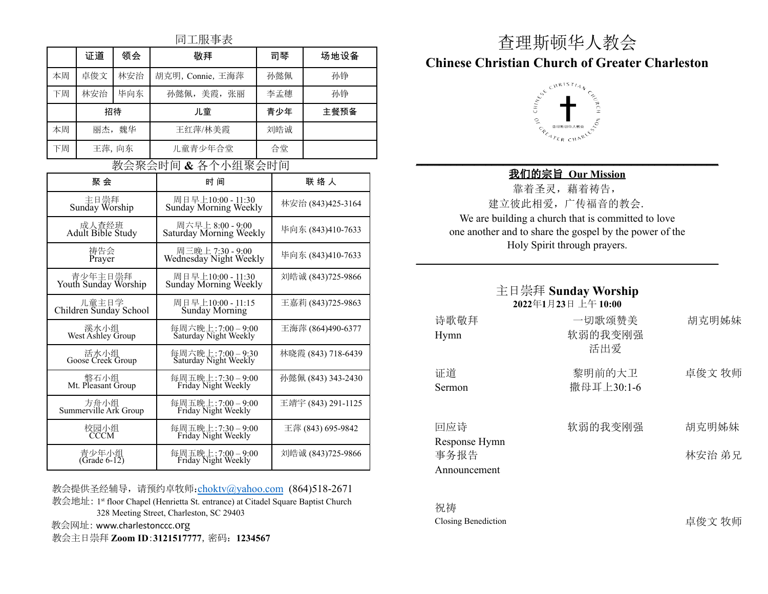## 同工服事表

| | 证道 | 领会 | 敬拜 | 司琴 | 场地设备 |
|---|---|---|---|---|---|
| 本周 | 卓俊文 | 林安治 | 胡克明, Connie, 王海萍 | 孙懿佩 | 孙铮 |
| 下周 | 林安治 | 毕向东 | 孙懿佩，美霞，张丽 | 李孟穗 | 孙铮 |
| | 招待 | | 儿童 | 青少年 | 主餐预备 |
| 本周 | 丽杰，魏华 | | 王红萍/林美霞 | 刘皓诚 | |
| 下周 | 王萍, 向东 | | 儿童青少年合堂 | 合堂 | |

## 教会聚会时间 & 各个小组聚会时间

| 聚 会 | 时 间 | 联 络 人 |
|---|---|---|
| 主日崇拜 Sunday Worship | 周日早上10:00 - 11:30 Sunday Morning Weekly | 林安治 (843)425-3164 |
| 成人查经班 Adult Bible Study | 周六早上 8:00 - 9:00 Saturday Morning Weekly | 毕向东 (843)410-7633 |
| 祷告会 Prayer | 周三晚上 7:30 - 9:00 Wednesday Night Weekly | 毕向东 (843)410-7633 |
| 青少年主日崇拜 Youth Sunday Worship | 周日早上10:00 - 11:30 Sunday Morning Weekly | 刘皓诚 (843)725-9866 |
| 儿童主日学 Children Sunday School | 周日早上10:00 - 11:15 Sunday Morning | 王嘉莉 (843)725-9863 |
| 溪水小组 West Ashley Group | 每周六晚上: 7:00 – 9:00 Saturday Night Weekly | 王海萍 (864)490-6377 |
| 活水小组 Goose Creek Group | 每周六晚上: 7:00 – 9:30 Saturday Night Weekly | 林晓霞 (843) 718-6439 |
| 磐石小组 Mt. Pleasant Group | 每周五晚上: 7:30 – 9:00 Friday Night Weekly | 孙懿佩 (843) 343-2430 |
| 方舟小组 Summerville Ark Group | 每周五晚上: 7:00 – 9:00 Friday Night Weekly | 王靖宇 (843) 291-1125 |
| 校园小组 CCCM | 每周五晚上: 7:30 – 9:00 Friday Night Weekly | 王萍 (843) 695-9842 |
| 青少年小组 (Grade 6-12) | 每周五晚上: 7:00 – 9:00 Friday Night Weekly | 刘皓诚 (843)725-9866 |

教会提供圣经辅导，请预约卓牧师: chokt​v@yahoo.com (864)518-2671

教会地址: 1st floor Chapel (Henrietta St. entrance) at Citadel Square Baptist Church 328 Meeting Street, Charleston, SC 29403

教会网址: www.charlestonccc.org

教会主日崇拜 **Zoom ID**: **3121517777**, 密码: **1234567**

# 查理斯顿华人教会

# Chinese Christian Church of Greater Charleston

**我们的宗旨 Our Mission**

靠着圣灵，藉着祷告，
建立彼此相爱，广传福音的教会.

We are building a church that is committed to love one another and to share the gospel by the power of the Holy Spirit through prayers.

## 主日崇拜 Sunday Worship

**2022年1月23日 上午 10:00**

| | | |
|---|---|---|
| 诗歌敬拜 Hymn | 一切歌颂赞美<br>软弱的我变刚强<br>活出爱 | 胡克明姊妹 |
| 证道 Sermon | 黎明前的大卫<br>撒母耳上30:1-6 | 卓俊文 牧师 |
| 回应诗 Response Hymn | 软弱的我变刚强 | 胡克明姊妹 |
| 事务报告 Announcement | | 林安治 弟兄 |
| 祝祷 Closing Benediction | | 卓俊文 牧师 |